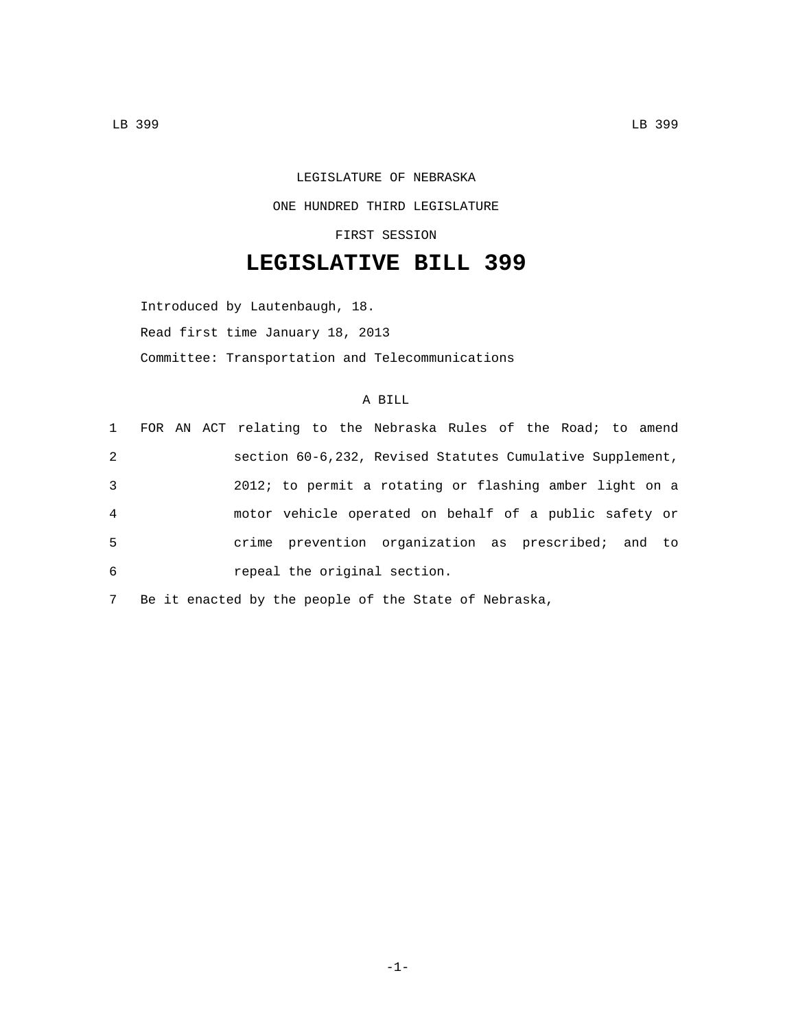LEGISLATURE OF NEBRASKA

ONE HUNDRED THIRD LEGISLATURE

FIRST SESSION

# LEGISLATIVE BILL 399

Introduced by Lautenbaugh, 18.

Read first time January 18, 2013

Committee: Transportation and Telecommunications

A BILL

1 FOR AN ACT relating to the Nebraska Rules of the Road; to amend
2 section 60-6,232, Revised Statutes Cumulative Supplement,
3 2012; to permit a rotating or flashing amber light on a
4 motor vehicle operated on behalf of a public safety or
5 crime prevention organization as prescribed; and to
6 repeal the original section.
7 Be it enacted by the people of the State of Nebraska,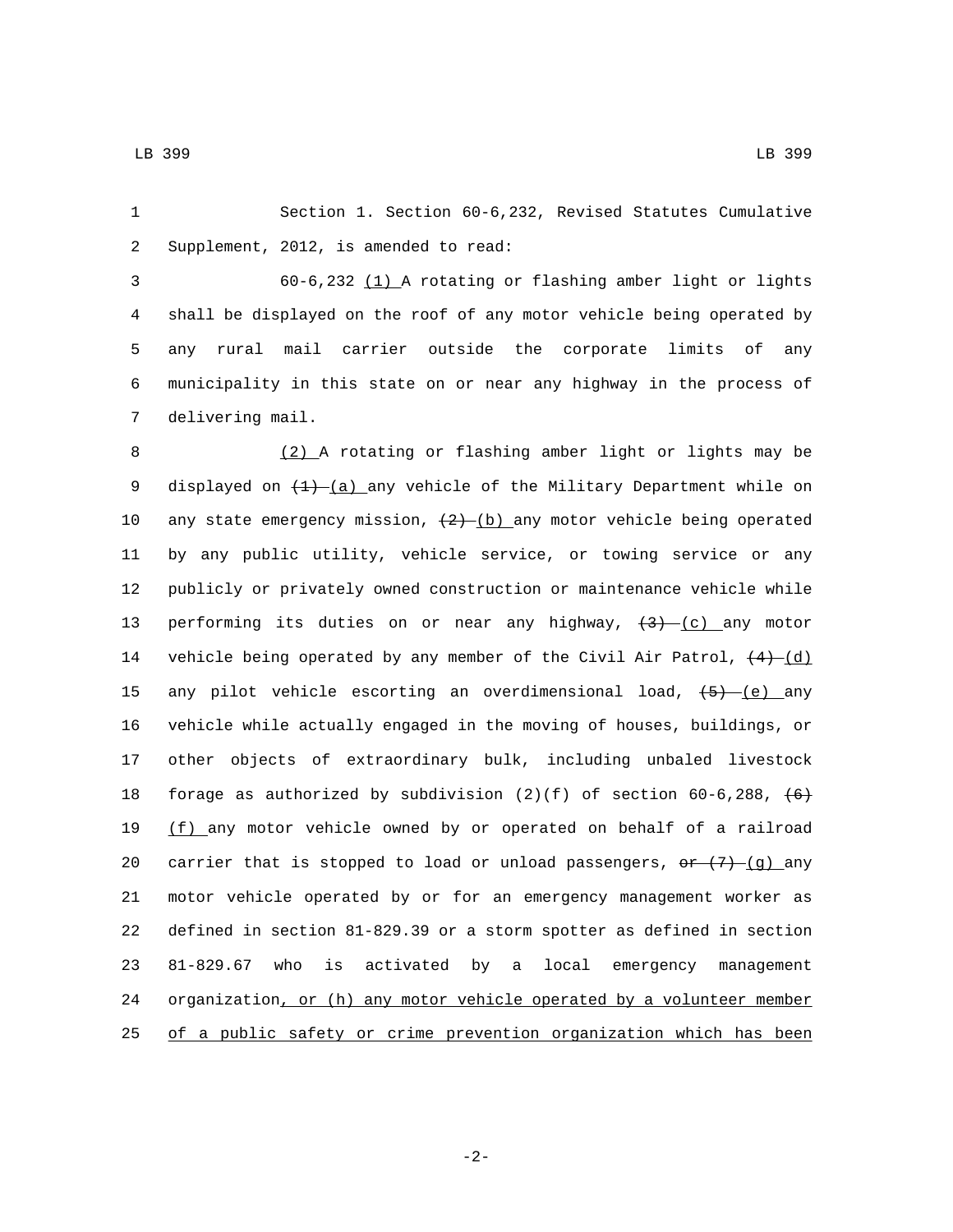Section 1. Section 60-6,232, Revised Statutes Cumulative Supplement, 2012, is amended to read:

60-6,232 (1) A rotating or flashing amber light or lights shall be displayed on the roof of any motor vehicle being operated by any rural mail carrier outside the corporate limits of any municipality in this state on or near any highway in the process of delivering mail.

(2) A rotating or flashing amber light or lights may be displayed on ~~(1)~~ (a) any vehicle of the Military Department while on any state emergency mission, ~~(2)~~ (b) any motor vehicle being operated by any public utility, vehicle service, or towing service or any publicly or privately owned construction or maintenance vehicle while performing its duties on or near any highway, ~~(3)~~ (c) any motor vehicle being operated by any member of the Civil Air Patrol, ~~(4)~~ (d) any pilot vehicle escorting an overdimensional load, ~~(5)~~ (e) any vehicle while actually engaged in the moving of houses, buildings, or other objects of extraordinary bulk, including unbaled livestock forage as authorized by subdivision (2)(f) of section 60-6,288, ~~(6)~~ (f) any motor vehicle owned by or operated on behalf of a railroad carrier that is stopped to load or unload passengers, ~~or (7)~~ (g) any motor vehicle operated by or for an emergency management worker as defined in section 81-829.39 or a storm spotter as defined in section 81-829.67 who is activated by a local emergency management organization, or (h) any motor vehicle operated by a volunteer member of a public safety or crime prevention organization which has been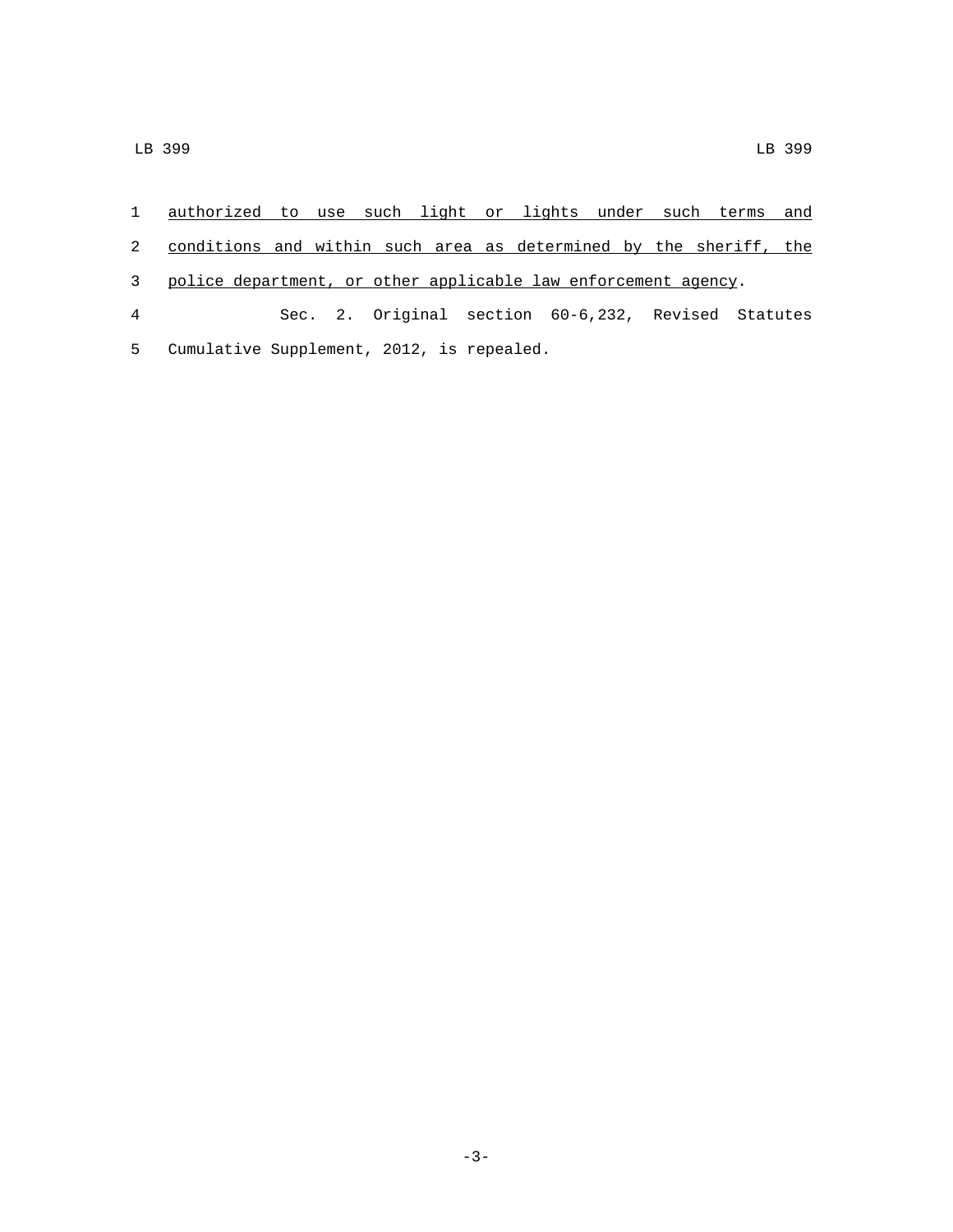authorized to use such light or lights under such terms and conditions and within such area as determined by the sheriff, the police department, or other applicable law enforcement agency.

Sec. 2. Original section 60-6,232, Revised Statutes Cumulative Supplement, 2012, is repealed.